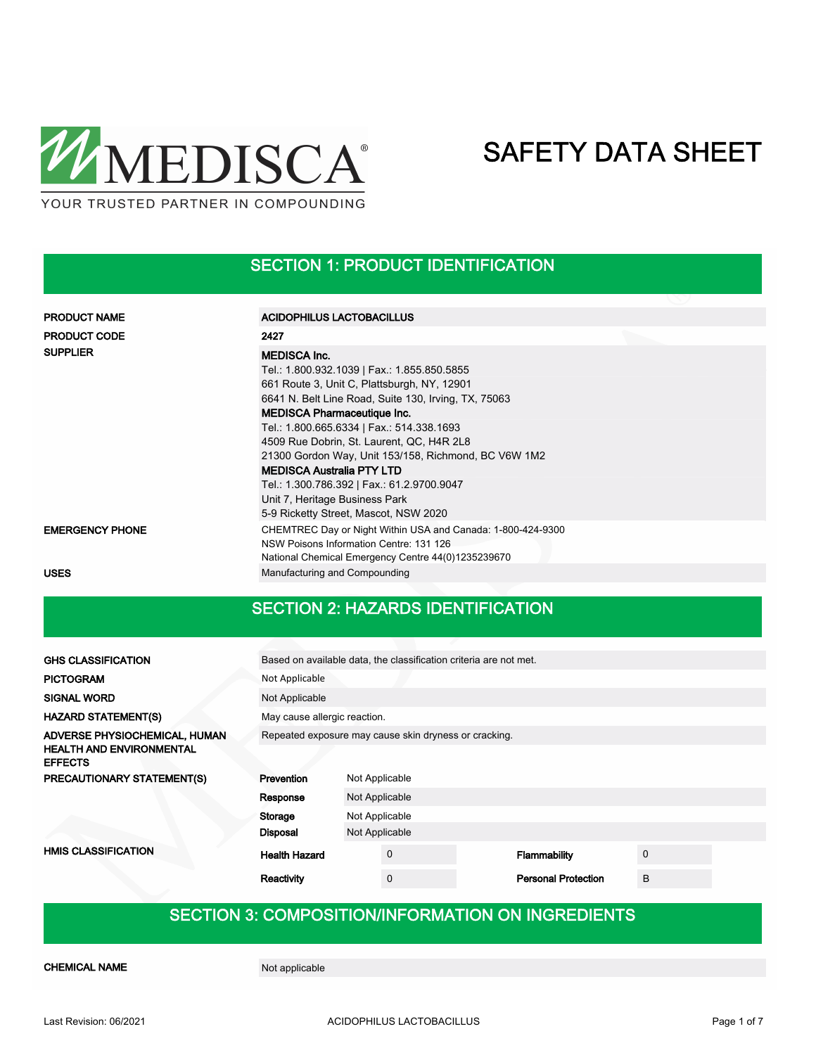MEDISCA®

YOUR TRUSTED PARTNER IN COMPOUNDING

# SAFETY DATA SHEET

## SECTION 1: PRODUCT IDENTIFICATION

| | |
|---|---|
| **PRODUCT NAME** | **ACIDOPHILUS LACTOBACILLUS** |
| **PRODUCT CODE** | **2427** |
| **SUPPLIER** | **MEDISCA Inc.**<br>Tel.: 1.800.932.1039 \| Fax.: 1.855.850.5855<br>661 Route 3, Unit C, Plattsburgh, NY, 12901<br>6641 N. Belt Line Road, Suite 130, Irving, TX, 75063<br>**MEDISCA Pharmaceutique Inc.**<br>Tel.: 1.800.665.6334 \| Fax.: 514.338.1693<br>4509 Rue Dobrin, St. Laurent, QC, H4R 2L8<br>21300 Gordon Way, Unit 153/158, Richmond, BC V6W 1M2<br>**MEDISCA Australia PTY LTD**<br>Tel.: 1.300.786.392 \| Fax.: 61.2.9700.9047<br>Unit 7, Heritage Business Park<br>5-9 Ricketty Street, Mascot, NSW 2020 |
| **EMERGENCY PHONE** | CHEMTREC Day or Night Within USA and Canada: 1-800-424-9300<br>NSW Poisons Information Centre: 131 126<br>National Chemical Emergency Centre 44(0)1235239670 |
| **USES** | Manufacturing and Compounding |

## SECTION 2: HAZARDS IDENTIFICATION

| | |
|---|---|
| **GHS CLASSIFICATION** | Based on available data, the classification criteria are not met. |
| **PICTOGRAM** | Not Applicable |
| **SIGNAL WORD** | Not Applicable |
| **HAZARD STATEMENT(S)** | May cause allergic reaction. |
| **ADVERSE PHYSIOCHEMICAL, HUMAN HEALTH AND ENVIRONMENTAL EFFECTS** | Repeated exposure may cause skin dryness or cracking. |

**PRECAUTIONARY STATEMENT(S)**

| | |
|---|---|
| **Prevention** | Not Applicable |
| **Response** | Not Applicable |
| **Storage** | Not Applicable |
| **Disposal** | Not Applicable |

**HMIS CLASSIFICATION**

| | | | |
|---|---|---|---|
| **Health Hazard** | 0 | **Flammability** | 0 |
| **Reactivity** | 0 | **Personal Protection** | B |

## SECTION 3: COMPOSITION/INFORMATION ON INGREDIENTS

| | |
|---|---|
| **CHEMICAL NAME** | Not applicable |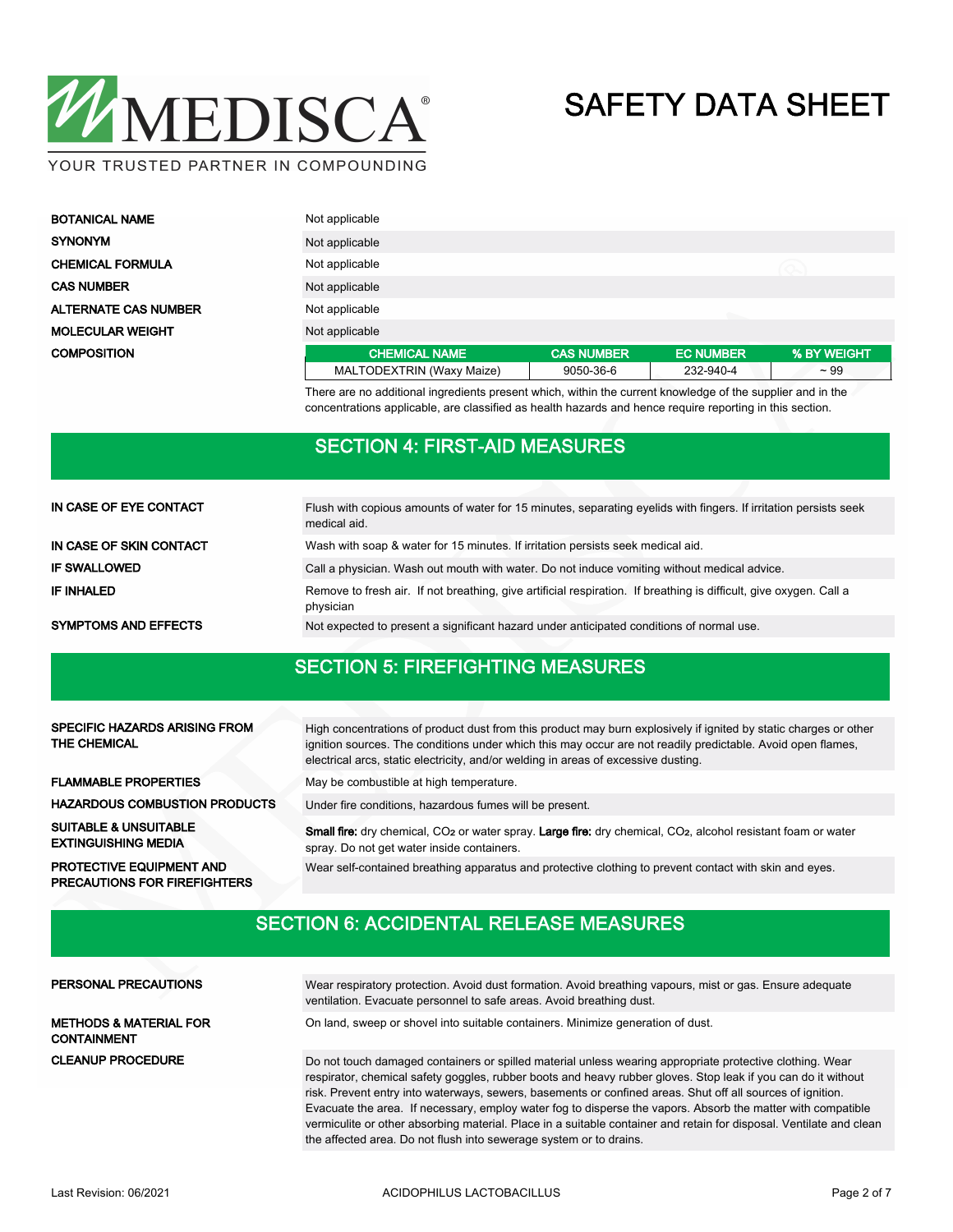| | |
|---|---|
| **BOTANICAL NAME** | Not applicable |
| **SYNONYM** | Not applicable |
| **CHEMICAL FORMULA** | Not applicable |
| **CAS NUMBER** | Not applicable |
| **ALTERNATE CAS NUMBER** | Not applicable |
| **MOLECULAR WEIGHT** | Not applicable |
| **COMPOSITION** | |

| CHEMICAL NAME | CAS NUMBER | EC NUMBER | % BY WEIGHT |
|---|---|---|---|
| MALTODEXTRIN (Waxy Maize) | 9050-36-6 | 232-940-4 | ~ 99 |

There are no additional ingredients present which, within the current knowledge of the supplier and in the concentrations applicable, are classified as health hazards and hence require reporting in this section.

## SECTION 4: FIRST-AID MEASURES

| | |
|---|---|
| **IN CASE OF EYE CONTACT** | Flush with copious amounts of water for 15 minutes, separating eyelids with fingers. If irritation persists seek medical aid. |
| **IN CASE OF SKIN CONTACT** | Wash with soap & water for 15 minutes. If irritation persists seek medical aid. |
| **IF SWALLOWED** | Call a physician. Wash out mouth with water. Do not induce vomiting without medical advice. |
| **IF INHALED** | Remove to fresh air. If not breathing, give artificial respiration. If breathing is difficult, give oxygen. Call a physician |
| **SYMPTOMS AND EFFECTS** | Not expected to present a significant hazard under anticipated conditions of normal use. |

## SECTION 5: FIREFIGHTING MEASURES

| | |
|---|---|
| **SPECIFIC HAZARDS ARISING FROM THE CHEMICAL** | High concentrations of product dust from this product may burn explosively if ignited by static charges or other ignition sources. The conditions under which this may occur are not readily predictable. Avoid open flames, electrical arcs, static electricity, and/or welding in areas of excessive dusting. |
| **FLAMMABLE PROPERTIES** | May be combustible at high temperature. |
| **HAZARDOUS COMBUSTION PRODUCTS** | Under fire conditions, hazardous fumes will be present. |
| **SUITABLE & UNSUITABLE EXTINGUISHING MEDIA** | **Small fire:** dry chemical, $CO_2$ or water spray. **Large fire:** dry chemical, $CO_2$, alcohol resistant foam or water spray. Do not get water inside containers. |
| **PROTECTIVE EQUIPMENT AND PRECAUTIONS FOR FIREFIGHTERS** | Wear self-contained breathing apparatus and protective clothing to prevent contact with skin and eyes. |

## SECTION 6: ACCIDENTAL RELEASE MEASURES

| | |
|---|---|
| **PERSONAL PRECAUTIONS** | Wear respiratory protection. Avoid dust formation. Avoid breathing vapours, mist or gas. Ensure adequate ventilation. Evacuate personnel to safe areas. Avoid breathing dust. |
| **METHODS & MATERIAL FOR CONTAINMENT** | On land, sweep or shovel into suitable containers. Minimize generation of dust. |
| **CLEANUP PROCEDURE** | Do not touch damaged containers or spilled material unless wearing appropriate protective clothing. Wear respirator, chemical safety goggles, rubber boots and heavy rubber gloves. Stop leak if you can do it without risk. Prevent entry into waterways, sewers, basements or confined areas. Shut off all sources of ignition. Evacuate the area. If necessary, employ water fog to disperse the vapors. Absorb the matter with compatible vermiculite or other absorbing material. Place in a suitable container and retain for disposal. Ventilate and clean the affected area. Do not flush into sewerage system or to drains. |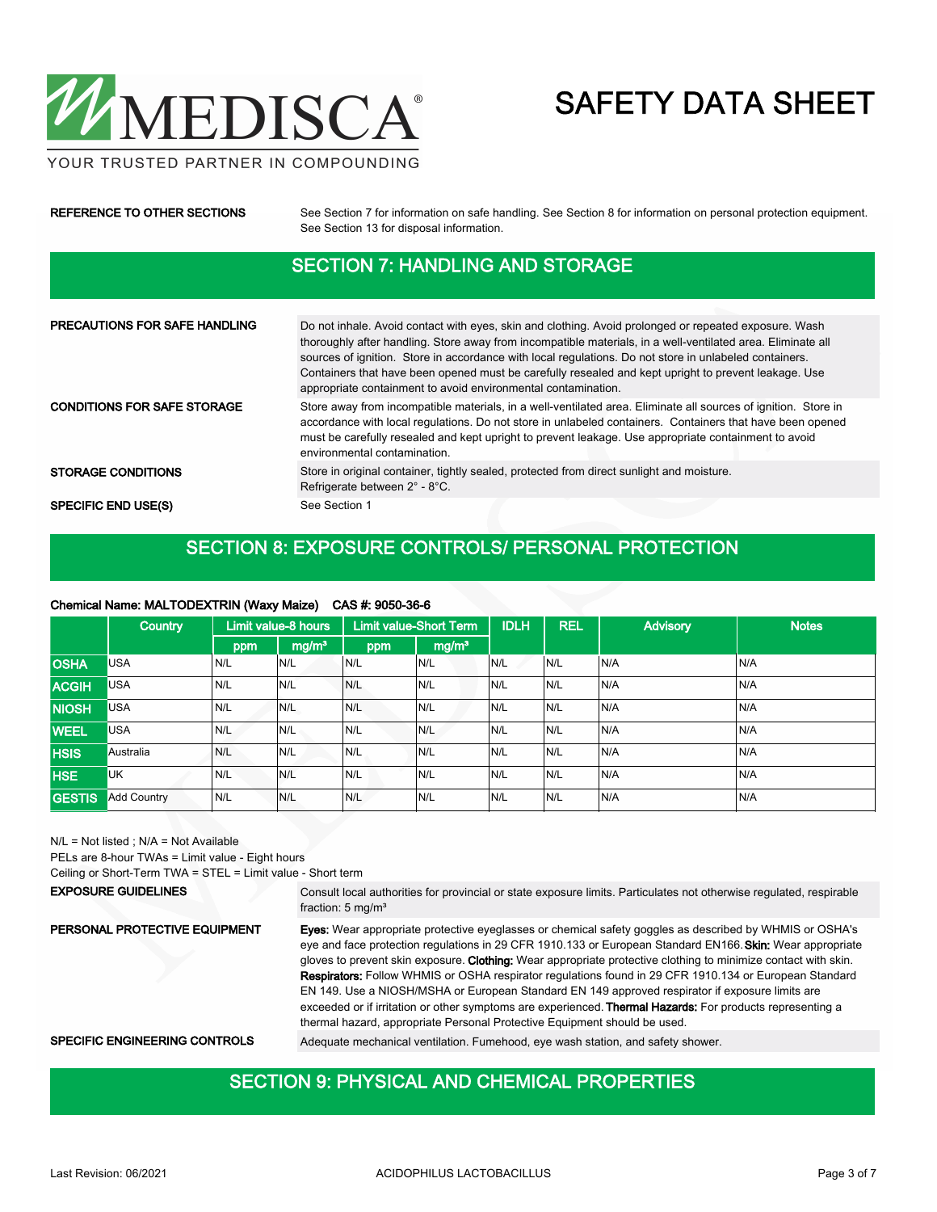**REFERENCE TO OTHER SECTIONS**

See Section 7 for information on safe handling. See Section 8 for information on personal protection equipment. See Section 13 for disposal information.

## SECTION 7: HANDLING AND STORAGE

**PRECAUTIONS FOR SAFE HANDLING**

Do not inhale. Avoid contact with eyes, skin and clothing. Avoid prolonged or repeated exposure. Wash thoroughly after handling. Store away from incompatible materials, in a well-ventilated area. Eliminate all sources of ignition. Store in accordance with local regulations. Do not store in unlabeled containers. Containers that have been opened must be carefully resealed and kept upright to prevent leakage. Use appropriate containment to avoid environmental contamination.

**CONDITIONS FOR SAFE STORAGE**

Store away from incompatible materials, in a well-ventilated area. Eliminate all sources of ignition. Store in accordance with local regulations. Do not store in unlabeled containers. Containers that have been opened must be carefully resealed and kept upright to prevent leakage. Use appropriate containment to avoid environmental contamination.

**STORAGE CONDITIONS**

Store in original container, tightly sealed, protected from direct sunlight and moisture.
Refrigerate between 2° - 8°C.

**SPECIFIC END USE(S)**

See Section 1

## SECTION 8: EXPOSURE CONTROLS/ PERSONAL PROTECTION

**Chemical Name: MALTODEXTRIN (Waxy Maize) CAS #: 9050-36-6**

| | Country | Limit value-8 hours | | Limit value-Short Term | | IDLH | REL | Advisory | Notes |
|---|---|---|---|---|---|---|---|---|---|
| | | ppm | mg/m³ | ppm | mg/m³ | | | | |
| **OSHA** | USA | N/L | N/L | N/L | N/L | N/L | N/L | N/A | N/A |
| **ACGIH** | USA | N/L | N/L | N/L | N/L | N/L | N/L | N/A | N/A |
| **NIOSH** | USA | N/L | N/L | N/L | N/L | N/L | N/L | N/A | N/A |
| **WEEL** | USA | N/L | N/L | N/L | N/L | N/L | N/L | N/A | N/A |
| **HSIS** | Australia | N/L | N/L | N/L | N/L | N/L | N/L | N/A | N/A |
| **HSE** | UK | N/L | N/L | N/L | N/L | N/L | N/L | N/A | N/A |
| **GESTIS** | Add Country | N/L | N/L | N/L | N/L | N/L | N/L | N/A | N/A |

N/L = Not listed ; N/A = Not Available
PELs are 8-hour TWAs = Limit value - Eight hours
Ceiling or Short-Term TWA = STEL = Limit value - Short term

**EXPOSURE GUIDELINES**

Consult local authorities for provincial or state exposure limits. Particulates not otherwise regulated, respirable fraction: 5 mg/m³

**PERSONAL PROTECTIVE EQUIPMENT**

**Eyes:** Wear appropriate protective eyeglasses or chemical safety goggles as described by WHMIS or OSHA's eye and face protection regulations in 29 CFR 1910.133 or European Standard EN166. **Skin:** Wear appropriate gloves to prevent skin exposure. **Clothing:** Wear appropriate protective clothing to minimize contact with skin. **Respirators:** Follow WHMIS or OSHA respirator regulations found in 29 CFR 1910.134 or European Standard EN 149. Use a NIOSH/MSHA or European Standard EN 149 approved respirator if exposure limits are exceeded or if irritation or other symptoms are experienced. **Thermal Hazards:** For products representing a thermal hazard, appropriate Personal Protective Equipment should be used.

**SPECIFIC ENGINEERING CONTROLS**

Adequate mechanical ventilation. Fumehood, eye wash station, and safety shower.

## SECTION 9: PHYSICAL AND CHEMICAL PROPERTIES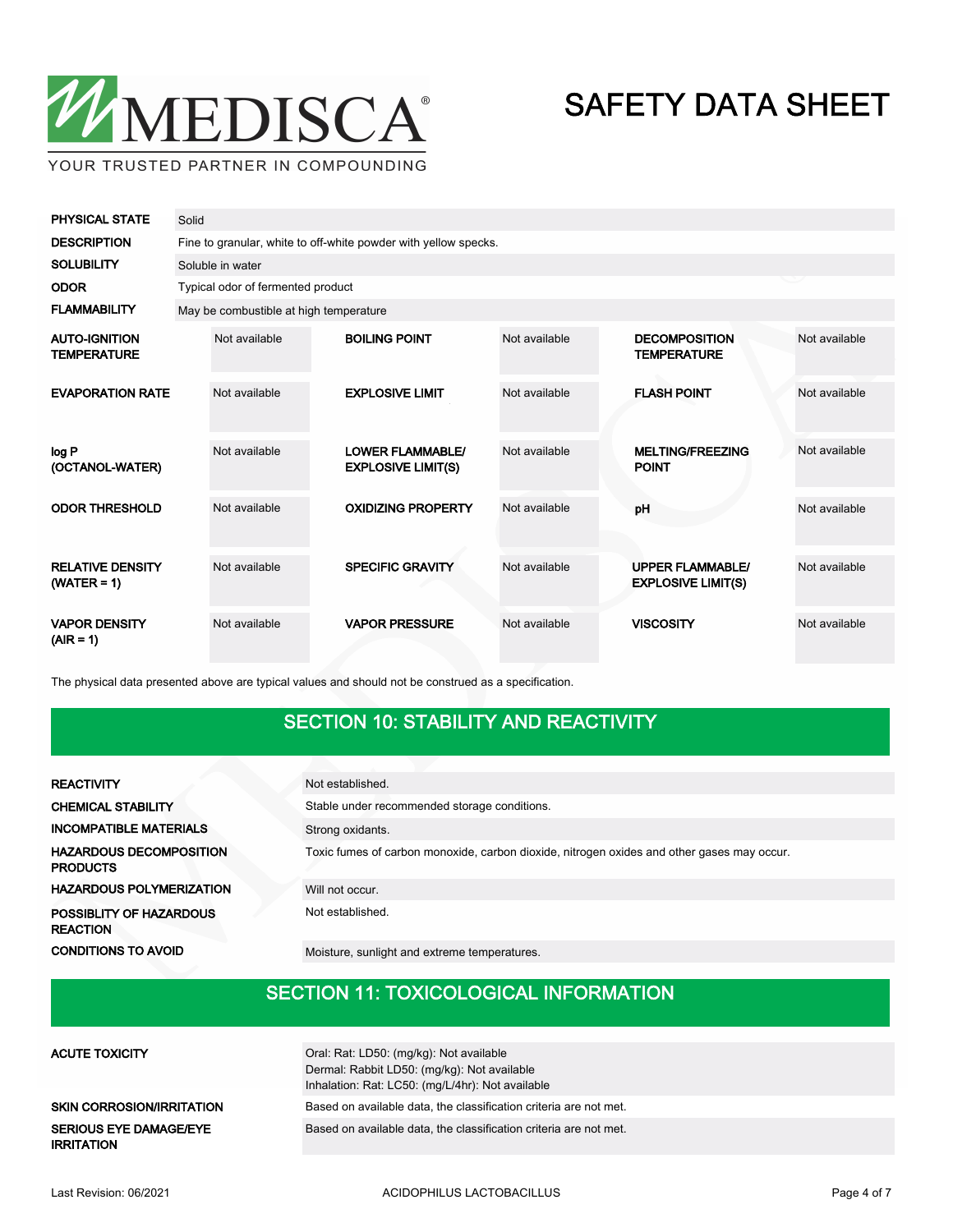| | |
|---|---|
| **PHYSICAL STATE** | Solid |
| **DESCRIPTION** | Fine to granular, white to off-white powder with yellow specks. |
| **SOLUBILITY** | Soluble in water |
| **ODOR** | Typical odor of fermented product |
| **FLAMMABILITY** | May be combustible at high temperature |

| | | | | | |
|---|---|---|---|---|---|
| **AUTO-IGNITION TEMPERATURE** | Not available | **BOILING POINT** | Not available | **DECOMPOSITION TEMPERATURE** | Not available |
| **EVAPORATION RATE** | Not available | **EXPLOSIVE LIMIT** | Not available | **FLASH POINT** | Not available |
| **log P (OCTANOL-WATER)** | Not available | **LOWER FLAMMABLE/ EXPLOSIVE LIMIT(S)** | Not available | **MELTING/FREEZING POINT** | Not available |
| **ODOR THRESHOLD** | Not available | **OXIDIZING PROPERTY** | Not available | **pH** | Not available |
| **RELATIVE DENSITY (WATER = 1)** | Not available | **SPECIFIC GRAVITY** | Not available | **UPPER FLAMMABLE/ EXPLOSIVE LIMIT(S)** | Not available |
| **VAPOR DENSITY (AIR = 1)** | Not available | **VAPOR PRESSURE** | Not available | **VISCOSITY** | Not available |

The physical data presented above are typical values and should not be construed as a specification.

## SECTION 10: STABILITY AND REACTIVITY

| | |
|---|---|
| **REACTIVITY** | Not established. |
| **CHEMICAL STABILITY** | Stable under recommended storage conditions. |
| **INCOMPATIBLE MATERIALS** | Strong oxidants. |
| **HAZARDOUS DECOMPOSITION PRODUCTS** | Toxic fumes of carbon monoxide, carbon dioxide, nitrogen oxides and other gases may occur. |
| **HAZARDOUS POLYMERIZATION** | Will not occur. |
| **POSSIBLITY OF HAZARDOUS REACTION** | Not established. |
| **CONDITIONS TO AVOID** | Moisture, sunlight and extreme temperatures. |

## SECTION 11: TOXICOLOGICAL INFORMATION

| | |
|---|---|
| **ACUTE TOXICITY** | Oral: Rat: LD50: (mg/kg): Not available<br>Dermal: Rabbit LD50: (mg/kg): Not available<br>Inhalation: Rat: LC50: (mg/L/4hr): Not available |
| **SKIN CORROSION/IRRITATION** | Based on available data, the classification criteria are not met. |
| **SERIOUS EYE DAMAGE/EYE IRRITATION** | Based on available data, the classification criteria are not met. |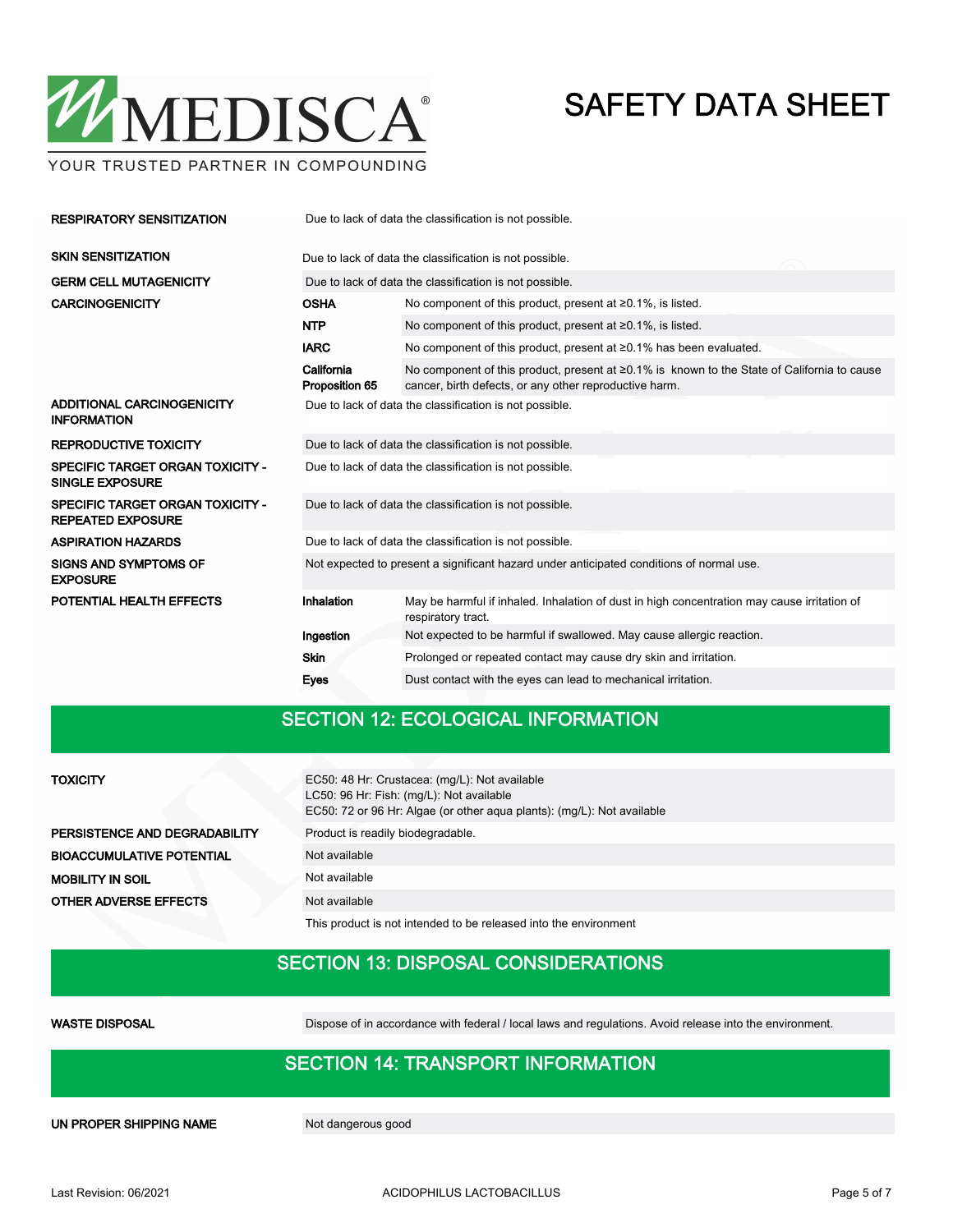| | | |
|---|---|---|
| **RESPIRATORY SENSITIZATION** | Due to lack of data the classification is not possible. | |
| **SKIN SENSITIZATION** | Due to lack of data the classification is not possible. | |
| **GERM CELL MUTAGENICITY** | Due to lack of data the classification is not possible. | |
| **CARCINOGENICITY** | **OSHA** | No component of this product, present at ≥0.1%, is listed. |
| | **NTP** | No component of this product, present at ≥0.1%, is listed. |
| | **IARC** | No component of this product, present at ≥0.1% has been evaluated. |
| | **California Proposition 65** | No component of this product, present at ≥0.1% is known to the State of California to cause cancer, birth defects, or any other reproductive harm. |
| **ADDITIONAL CARCINOGENICITY INFORMATION** | Due to lack of data the classification is not possible. | |
| **REPRODUCTIVE TOXICITY** | Due to lack of data the classification is not possible. | |
| **SPECIFIC TARGET ORGAN TOXICITY - SINGLE EXPOSURE** | Due to lack of data the classification is not possible. | |
| **SPECIFIC TARGET ORGAN TOXICITY - REPEATED EXPOSURE** | Due to lack of data the classification is not possible. | |
| **ASPIRATION HAZARDS** | Due to lack of data the classification is not possible. | |
| **SIGNS AND SYMPTOMS OF EXPOSURE** | Not expected to present a significant hazard under anticipated conditions of normal use. | |
| **POTENTIAL HEALTH EFFECTS** | **Inhalation** | May be harmful if inhaled. Inhalation of dust in high concentration may cause irritation of respiratory tract. |
| | **Ingestion** | Not expected to be harmful if swallowed. May cause allergic reaction. |
| | **Skin** | Prolonged or repeated contact may cause dry skin and irritation. |
| | **Eyes** | Dust contact with the eyes can lead to mechanical irritation. |

## SECTION 12: ECOLOGICAL INFORMATION

| | |
|---|---|
| **TOXICITY** | EC50: 48 Hr: Crustacea: (mg/L): Not available<br>LC50: 96 Hr: Fish: (mg/L): Not available<br>EC50: 72 or 96 Hr: Algae (or other aqua plants): (mg/L): Not available |
| **PERSISTENCE AND DEGRADABILITY** | Product is readily biodegradable. |
| **BIOACCUMULATIVE POTENTIAL** | Not available |
| **MOBILITY IN SOIL** | Not available |
| **OTHER ADVERSE EFFECTS** | Not available |
| | This product is not intended to be released into the environment |

## SECTION 13: DISPOSAL CONSIDERATIONS

| | |
|---|---|
| **WASTE DISPOSAL** | Dispose of in accordance with federal / local laws and regulations. Avoid release into the environment. |

## SECTION 14: TRANSPORT INFORMATION

| | |
|---|---|
| **UN PROPER SHIPPING NAME** | Not dangerous good |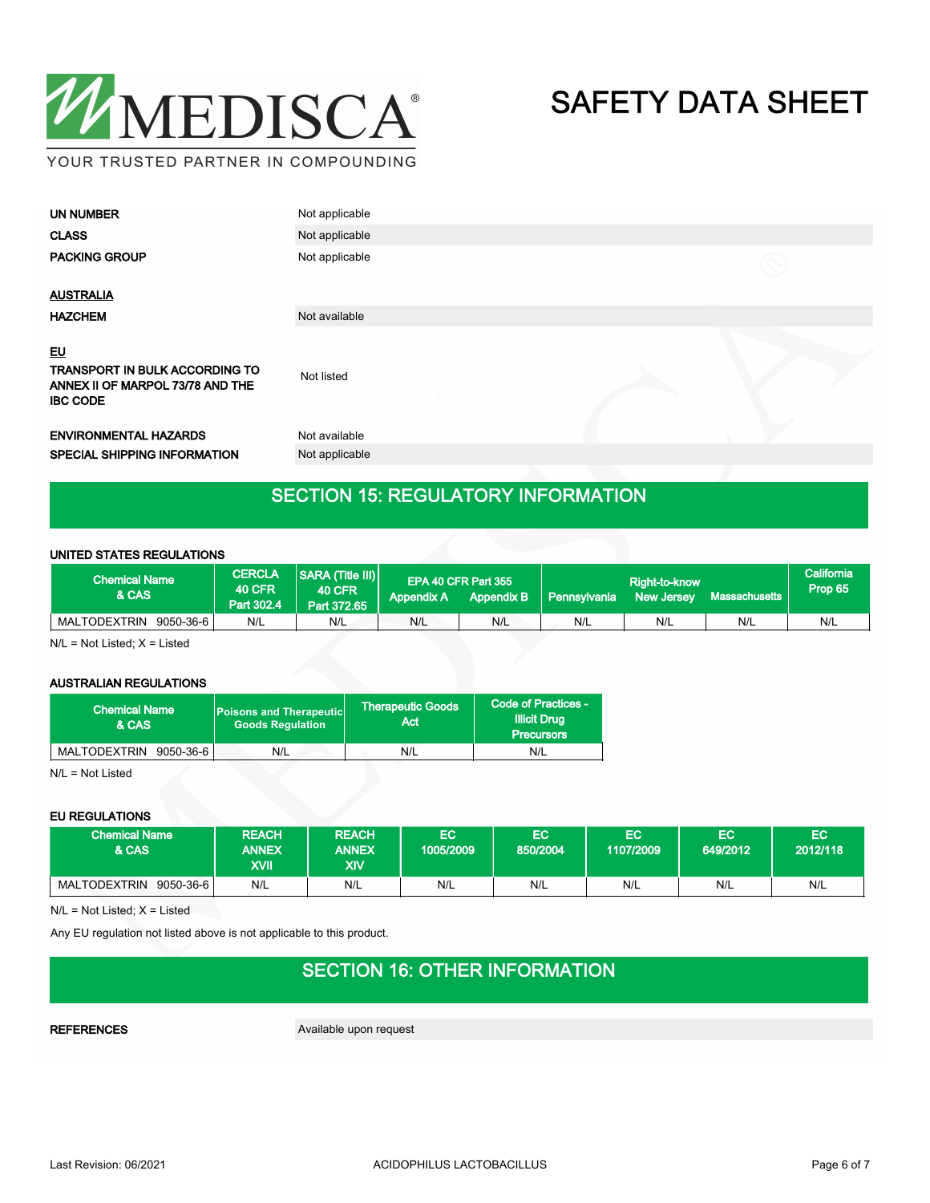| | |
|---|---|
| **UN NUMBER** | Not applicable |
| **CLASS** | Not applicable |
| **PACKING GROUP** | Not applicable |

**AUSTRALIA**

| | |
|---|---|
| **HAZCHEM** | Not available |

**EU**

| | |
|---|---|
| **TRANSPORT IN BULK ACCORDING TO ANNEX II OF MARPOL 73/78 AND THE IBC CODE** | Not listed |
| **ENVIRONMENTAL HAZARDS** | Not available |
| **SPECIAL SHIPPING INFORMATION** | Not applicable |

## SECTION 15: REGULATORY INFORMATION

**UNITED STATES REGULATIONS**

| Chemical Name & CAS | CERCLA 40 CFR Part 302.4 | SARA (Title III) 40 CFR Part 372.65 | EPA 40 CFR Part 355 Appendix A | EPA 40 CFR Part 355 Appendix B | Right-to-know Pennsylvania | Right-to-know New Jersey | Right-to-know Massachusetts | California Prop 65 |
|---|---|---|---|---|---|---|---|---|
| MALTODEXTRIN 9050-36-6 | N/L | N/L | N/L | N/L | N/L | N/L | N/L | N/L |

N/L = Not Listed; X = Listed

**AUSTRALIAN REGULATIONS**

| Chemical Name & CAS | Poisons and Therapeutic Goods Regulation | Therapeutic Goods Act | Code of Practices - Illicit Drug Precursors |
|---|---|---|---|
| MALTODEXTRIN 9050-36-6 | N/L | N/L | N/L |

N/L = Not Listed

**EU REGULATIONS**

| Chemical Name & CAS | REACH ANNEX XVII | REACH ANNEX XIV | EC 1005/2009 | EC 850/2004 | EC 1107/2009 | EC 649/2012 | EC 2012/118 |
|---|---|---|---|---|---|---|---|
| MALTODEXTRIN 9050-36-6 | N/L | N/L | N/L | N/L | N/L | N/L | N/L |

N/L = Not Listed; X = Listed

Any EU regulation not listed above is not applicable to this product.

## SECTION 16: OTHER INFORMATION

| | |
|---|---|
| **REFERENCES** | Available upon request |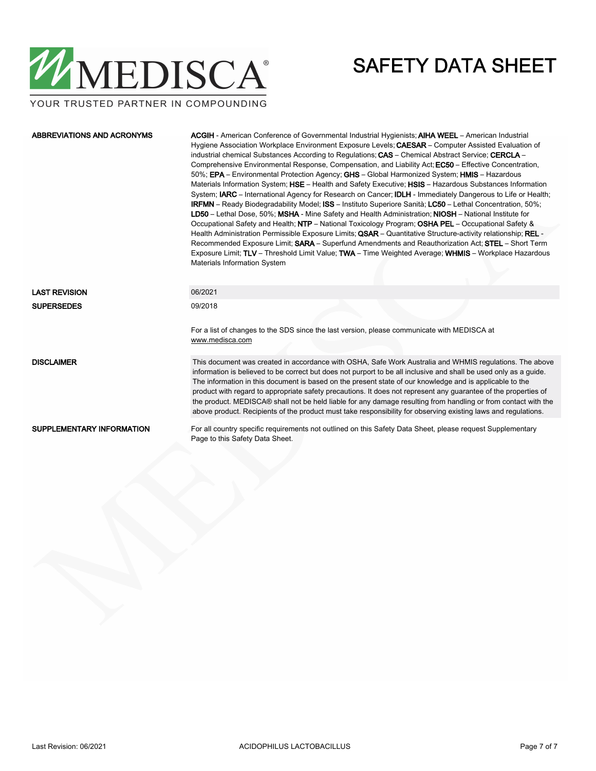**ABBREVIATIONS AND ACRONYMS**

**ACGIH** - American Conference of Governmental Industrial Hygienists; **AIHA WEEL** – American Industrial Hygiene Association Workplace Environment Exposure Levels; **CAESAR** – Computer Assisted Evaluation of industrial chemical Substances According to Regulations; **CAS** – Chemical Abstract Service; **CERCLA** – Comprehensive Environmental Response, Compensation, and Liability Act; **EC50** – Effective Concentration, 50%; **EPA** – Environmental Protection Agency; **GHS** – Global Harmonized System; **HMIS** – Hazardous Materials Information System; **HSE** – Health and Safety Executive; **HSIS** – Hazardous Substances Information System; **IARC** – International Agency for Research on Cancer; **IDLH** - Immediately Dangerous to Life or Health; **IRFMN** – Ready Biodegradability Model; **ISS** – Instituto Superiore Sanità; **LC50** – Lethal Concentration, 50%; **LD50** – Lethal Dose, 50%; **MSHA** - Mine Safety and Health Administration; **NIOSH** – National Institute for Occupational Safety and Health; **NTP** – National Toxicology Program; **OSHA PEL** – Occupational Safety & Health Administration Permissible Exposure Limits; **QSAR** – Quantitative Structure-activity relationship; **REL** - Recommended Exposure Limit; **SARA** – Superfund Amendments and Reauthorization Act; **STEL** – Short Term Exposure Limit; **TLV** – Threshold Limit Value; **TWA** – Time Weighted Average; **WHMIS** – Workplace Hazardous Materials Information System

**LAST REVISION**

06/2021

**SUPERSEDES**

09/2018

For a list of changes to the SDS since the last version, please communicate with MEDISCA at www.medisca.com

**DISCLAIMER**

This document was created in accordance with OSHA, Safe Work Australia and WHMIS regulations. The above information is believed to be correct but does not purport to be all inclusive and shall be used only as a guide. The information in this document is based on the present state of our knowledge and is applicable to the product with regard to appropriate safety precautions. It does not represent any guarantee of the properties of the product. MEDISCA® shall not be held liable for any damage resulting from handling or from contact with the above product. Recipients of the product must take responsibility for observing existing laws and regulations.

**SUPPLEMENTARY INFORMATION**

For all country specific requirements not outlined on this Safety Data Sheet, please request Supplementary Page to this Safety Data Sheet.